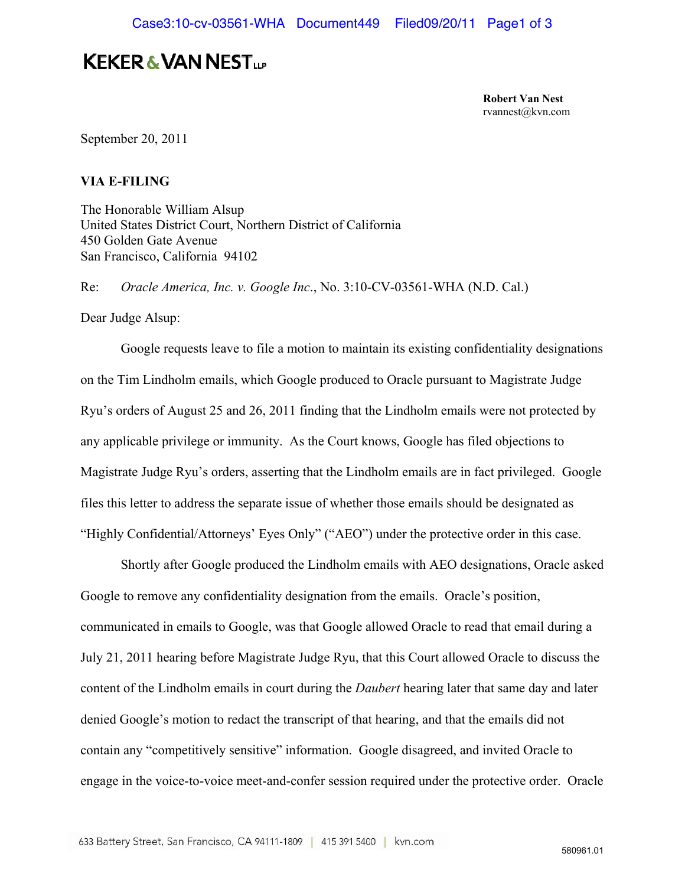# KEKER & VAN NEST LLP

**Robert Van Nest**
rvannest@kvn.com

September 20, 2011

**VIA E-FILING**

The Honorable William Alsup
United States District Court, Northern District of California
450 Golden Gate Avenue
San Francisco, California 94102

Re: *Oracle America, Inc. v. Google Inc*., No. 3:10-CV-03561-WHA (N.D. Cal.)

Dear Judge Alsup:

Google requests leave to file a motion to maintain its existing confidentiality designations on the Tim Lindholm emails, which Google produced to Oracle pursuant to Magistrate Judge Ryu's orders of August 25 and 26, 2011 finding that the Lindholm emails were not protected by any applicable privilege or immunity. As the Court knows, Google has filed objections to Magistrate Judge Ryu's orders, asserting that the Lindholm emails are in fact privileged. Google files this letter to address the separate issue of whether those emails should be designated as "Highly Confidential/Attorneys' Eyes Only" ("AEO") under the protective order in this case.

Shortly after Google produced the Lindholm emails with AEO designations, Oracle asked Google to remove any confidentiality designation from the emails. Oracle's position, communicated in emails to Google, was that Google allowed Oracle to read that email during a July 21, 2011 hearing before Magistrate Judge Ryu, that this Court allowed Oracle to discuss the content of the Lindholm emails in court during the *Daubert* hearing later that same day and later denied Google's motion to redact the transcript of that hearing, and that the emails did not contain any "competitively sensitive" information. Google disagreed, and invited Oracle to engage in the voice-to-voice meet-and-confer session required under the protective order. Oracle

633 Battery Street, San Francisco, CA 94111-1809 | 415 391 5400 | kvn.com

580961.01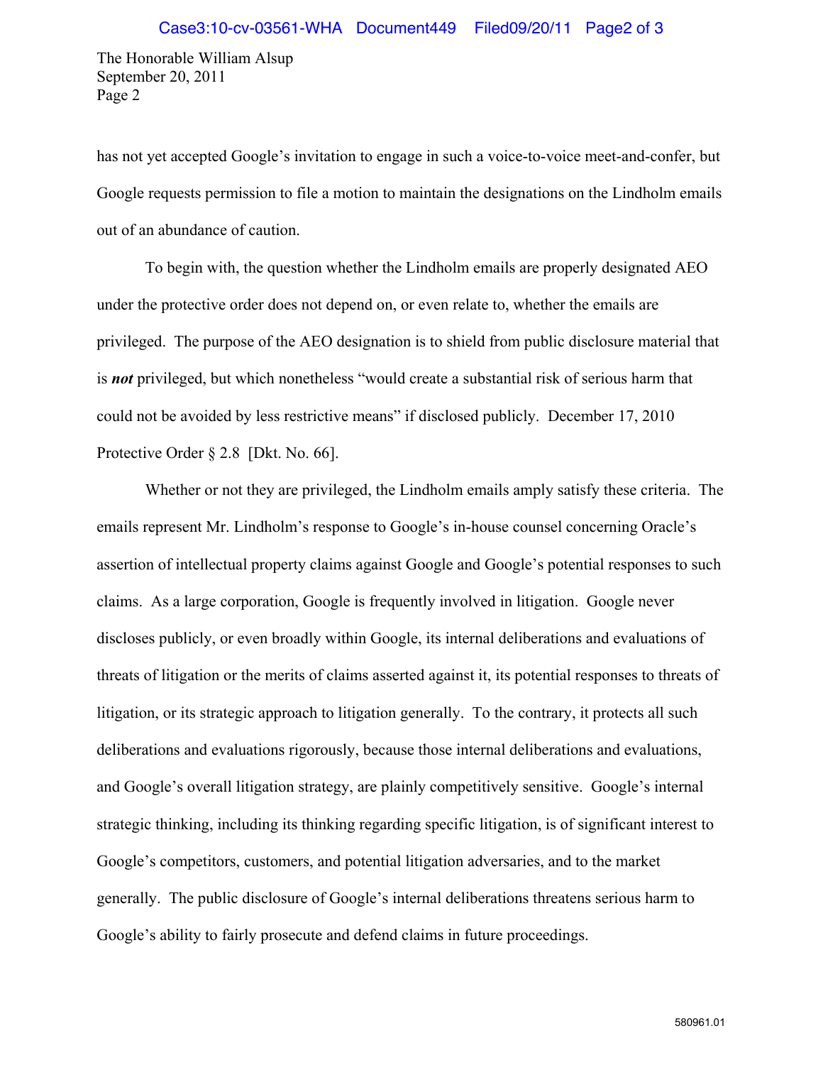The Honorable William Alsup
September 20, 2011
Page 2

has not yet accepted Google's invitation to engage in such a voice-to-voice meet-and-confer, but Google requests permission to file a motion to maintain the designations on the Lindholm emails out of an abundance of caution.

To begin with, the question whether the Lindholm emails are properly designated AEO under the protective order does not depend on, or even relate to, whether the emails are privileged. The purpose of the AEO designation is to shield from public disclosure material that is ***not*** privileged, but which nonetheless "would create a substantial risk of serious harm that could not be avoided by less restrictive means" if disclosed publicly. December 17, 2010 Protective Order § 2.8 [Dkt. No. 66].

Whether or not they are privileged, the Lindholm emails amply satisfy these criteria. The emails represent Mr. Lindholm's response to Google's in-house counsel concerning Oracle's assertion of intellectual property claims against Google and Google's potential responses to such claims. As a large corporation, Google is frequently involved in litigation. Google never discloses publicly, or even broadly within Google, its internal deliberations and evaluations of threats of litigation or the merits of claims asserted against it, its potential responses to threats of litigation, or its strategic approach to litigation generally. To the contrary, it protects all such deliberations and evaluations rigorously, because those internal deliberations and evaluations, and Google's overall litigation strategy, are plainly competitively sensitive. Google's internal strategic thinking, including its thinking regarding specific litigation, is of significant interest to Google's competitors, customers, and potential litigation adversaries, and to the market generally. The public disclosure of Google's internal deliberations threatens serious harm to Google's ability to fairly prosecute and defend claims in future proceedings.

580961.01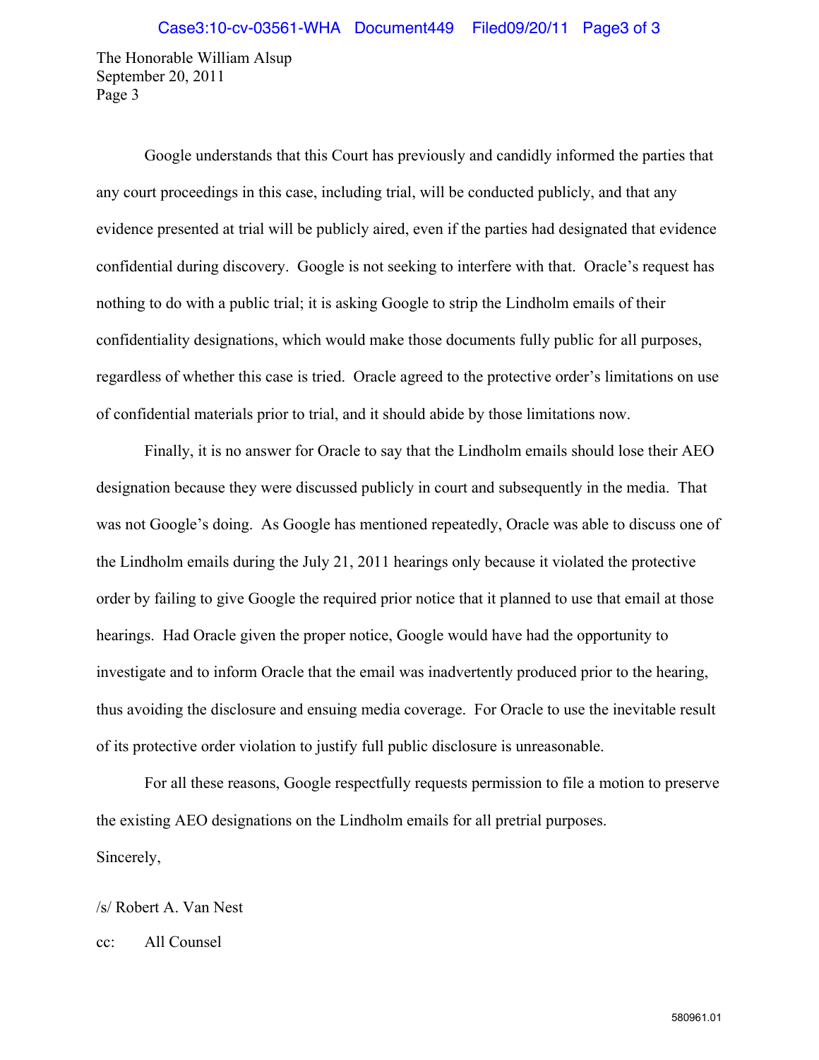The Honorable William Alsup
September 20, 2011
Page 3

Google understands that this Court has previously and candidly informed the parties that any court proceedings in this case, including trial, will be conducted publicly, and that any evidence presented at trial will be publicly aired, even if the parties had designated that evidence confidential during discovery. Google is not seeking to interfere with that. Oracle's request has nothing to do with a public trial; it is asking Google to strip the Lindholm emails of their confidentiality designations, which would make those documents fully public for all purposes, regardless of whether this case is tried. Oracle agreed to the protective order's limitations on use of confidential materials prior to trial, and it should abide by those limitations now.

Finally, it is no answer for Oracle to say that the Lindholm emails should lose their AEO designation because they were discussed publicly in court and subsequently in the media. That was not Google's doing. As Google has mentioned repeatedly, Oracle was able to discuss one of the Lindholm emails during the July 21, 2011 hearings only because it violated the protective order by failing to give Google the required prior notice that it planned to use that email at those hearings. Had Oracle given the proper notice, Google would have had the opportunity to investigate and to inform Oracle that the email was inadvertently produced prior to the hearing, thus avoiding the disclosure and ensuing media coverage. For Oracle to use the inevitable result of its protective order violation to justify full public disclosure is unreasonable.

For all these reasons, Google respectfully requests permission to file a motion to preserve the existing AEO designations on the Lindholm emails for all pretrial purposes.

Sincerely,

/s/ Robert A. Van Nest

cc: All Counsel

580961.01